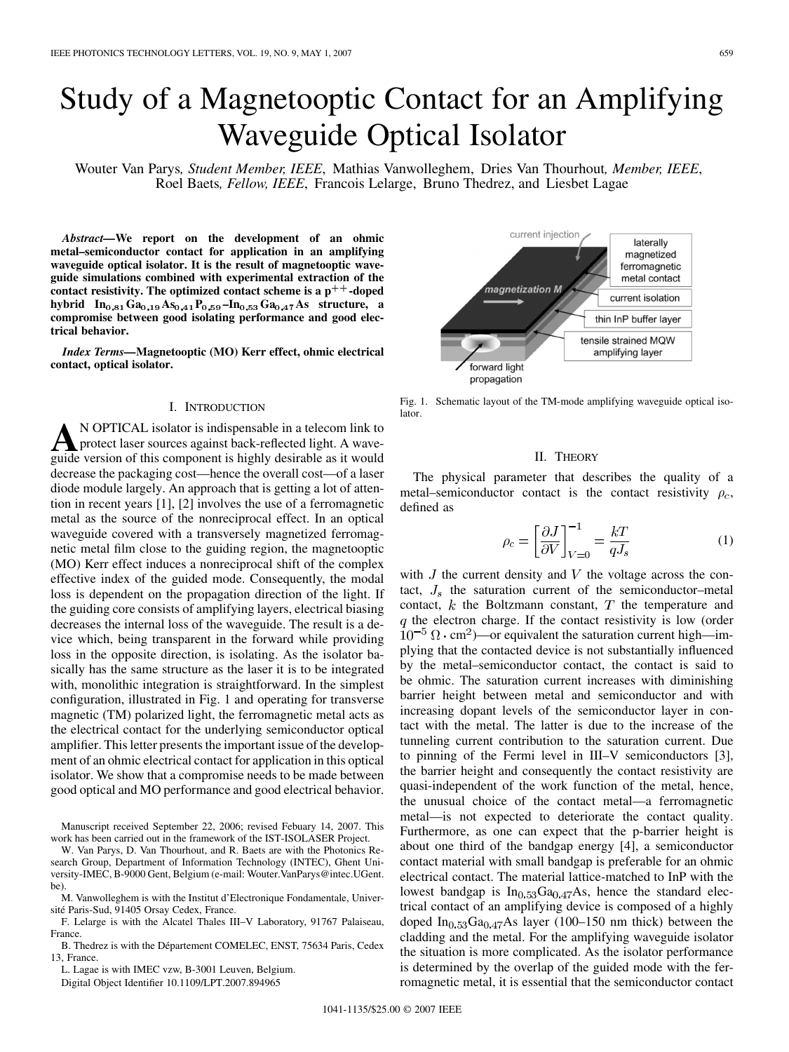# Study of a Magnetooptic Contact for an Amplifying Waveguide Optical Isolator

Wouter Van Parys, *Student Member, IEEE*, Mathias Vanwolleghem, Dries Van Thourhout, *Member, IEEE*, Roel Baets, *Fellow, IEEE*, Francois Lelarge, Bruno Thedrez, and Liesbet Lagae

***Abstract*—We report on the development of an ohmic metal–semiconductor contact for application in an amplifying waveguide optical isolator. It is the result of magnetooptic waveguide simulations combined with experimental extraction of the contact resistivity. The optimized contact scheme is a $p^{++}$-doped hybrid $In_{0.81}Ga_{0.19}As_{0.41}P_{0.59}$–$In_{0.53}Ga_{0.47}As$ structure, a compromise between good isolating performance and good electrical behavior.**

***Index Terms*—Magnetooptic (MO) Kerr effect, ohmic electrical contact, optical isolator.**

## I. Introduction

An OPTICAL isolator is indispensable in a telecom link to protect laser sources against back-reflected light. A waveguide version of this component is highly desirable as it would decrease the packaging cost—hence the overall cost—of a laser diode module largely. An approach that is getting a lot of attention in recent years [1], [2] involves the use of a ferromagnetic metal as the source of the nonreciprocal effect. In an optical waveguide covered with a transversely magnetized ferromagnetic metal film close to the guiding region, the magnetooptic (MO) Kerr effect induces a nonreciprocal shift of the complex effective index of the guided mode. Consequently, the modal loss is dependent on the propagation direction of the light. If the guiding core consists of amplifying layers, electrical biasing decreases the internal loss of the waveguide. The result is a device which, being transparent in the forward while providing loss in the opposite direction, is isolating. As the isolator basically has the same structure as the laser it is to be integrated with, monolithic integration is straightforward. In the simplest configuration, illustrated in Fig. 1 and operating for transverse magnetic (TM) polarized light, the ferromagnetic metal acts as the electrical contact for the underlying semiconductor optical amplifier. This letter presents the important issue of the development of an ohmic electrical contact for application in this optical isolator. We show that a compromise needs to be made between good optical and MO performance and good electrical behavior.

Manuscript received September 22, 2006; revised Febuary 14, 2007. This work has been carried out in the framework of the IST-ISOLASER Project.

W. Van Parys, D. Van Thourhout, and R. Baets are with the Photonics Research Group, Department of Information Technology (INTEC), Ghent University-IMEC, B-9000 Gent, Belgium (e-mail: Wouter.VanParys@intec.UGent.be).

M. Vanwolleghem is with the Institut d'Electronique Fondamentale, Université Paris-Sud, 91405 Orsay Cedex, France.

F. Lelarge is with the Alcatel Thales III–V Laboratory, 91767 Palaiseau, France.

B. Thedrez is with the Département COMELEC, ENST, 75634 Paris, Cedex 13, France.

L. Lagae is with IMEC vzw, B-3001 Leuven, Belgium.

Digital Object Identifier 10.1109/LPT.2007.894965

Fig. 1. Schematic layout of the TM-mode amplifying waveguide optical isolator.

## II. Theory

The physical parameter that describes the quality of a metal–semiconductor contact is the contact resistivity $\rho_c$, defined as

$$\rho_c = \left[\frac{\partial J}{\partial V}\right]^{-1}_{V=0} = \frac{kT}{qJ_s} \tag{1}$$

with $J$ the current density and $V$ the voltage across the contact, $J_s$ the saturation current of the semiconductor–metal contact, $k$ the Boltzmann constant, $T$ the temperature and $q$ the electron charge. If the contact resistivity is low (order $10^{-5}\ \Omega \cdot \mathrm{cm}^2$)—or equivalent the saturation current high—implying that the contacted device is not substantially influenced by the metal–semiconductor contact, the contact is said to be ohmic. The saturation current increases with diminishing barrier height between metal and semiconductor and with increasing dopant levels of the semiconductor layer in contact with the metal. The latter is due to the increase of the tunneling current contribution to the saturation current. Due to pinning of the Fermi level in III–V semiconductors [3], the barrier height and consequently the contact resistivity are quasi-independent of the work function of the metal, hence, the unusual choice of the contact metal—a ferromagnetic metal—is not expected to deteriorate the contact quality. Furthermore, as one can expect that the p-barrier height is about one third of the bandgap energy [4], a semiconductor contact material with small bandgap is preferable for an ohmic electrical contact. The material lattice-matched to InP with the lowest bandgap is $In_{0.53}Ga_{0.47}As$, hence the standard electrical contact of an amplifying device is composed of a highly doped $In_{0.53}Ga_{0.47}As$ layer (100–150 nm thick) between the cladding and the metal. For the amplifying waveguide isolator the situation is more complicated. As the isolator performance is determined by the overlap of the guided mode with the ferromagnetic metal, it is essential that the semiconductor contact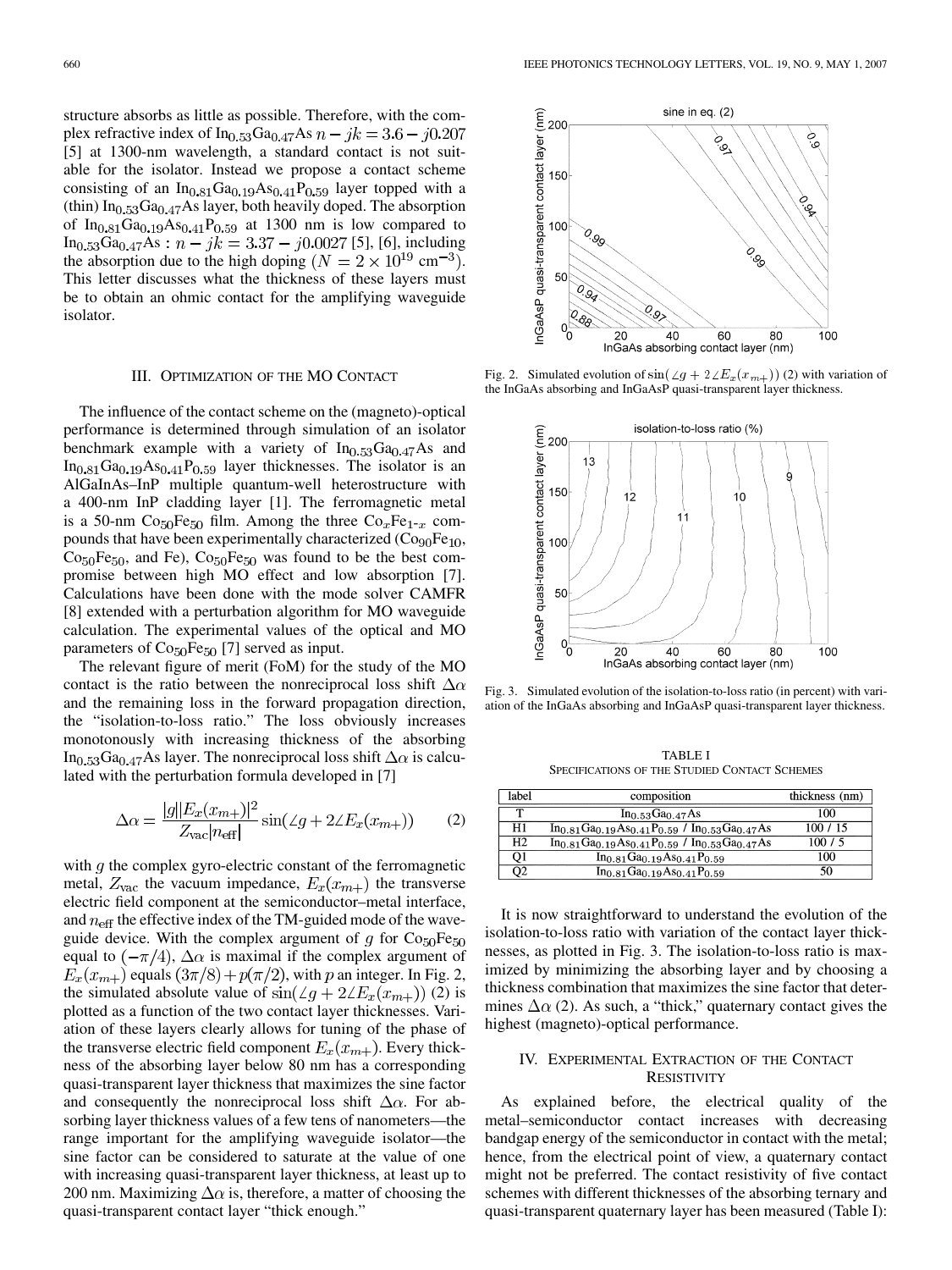structure absorbs as little as possible. Therefore, with the complex refractive index of $In_{0.53}Ga_{0.47}As$ $n - jk = 3.6 - j0.207$ [5] at 1300-nm wavelength, a standard contact is not suitable for the isolator. Instead we propose a contact scheme consisting of an $In_{0.81}Ga_{0.19}As_{0.41}P_{0.59}$ layer topped with a (thin) $In_{0.53}Ga_{0.47}As$ layer, both heavily doped. The absorption of $In_{0.81}Ga_{0.19}As_{0.41}P_{0.59}$ at 1300 nm is low compared to $In_{0.53}Ga_{0.47}As$ : $n - jk = 3.37 - j0.0027$ [5], [6], including the absorption due to the high doping $(N = 2 \times 10^{19}\ \text{cm}^{-3})$. This letter discusses what the thickness of these layers must be to obtain an ohmic contact for the amplifying waveguide isolator.

## III. Optimization of the MO Contact

The influence of the contact scheme on the (magneto)-optical performance is determined through simulation of an isolator benchmark example with a variety of $In_{0.53}Ga_{0.47}As$ and $In_{0.81}Ga_{0.19}As_{0.41}P_{0.59}$ layer thicknesses. The isolator is an AlGaInAs–InP multiple quantum-well heterostructure with a 400-nm InP cladding layer [1]. The ferromagnetic metal is a 50-nm $Co_{50}Fe_{50}$ film. Among the three $Co_xFe_{1-x}$ compounds that have been experimentally characterized ($Co_{90}Fe_{10}$, $Co_{50}Fe_{50}$, and Fe), $Co_{50}Fe_{50}$ was found to be the best compromise between high MO effect and low absorption [7]. Calculations have been done with the mode solver CAMFR [8] extended with a perturbation algorithm for MO waveguide calculation. The experimental values of the optical and MO parameters of $Co_{50}Fe_{50}$ [7] served as input.

The relevant figure of merit (FoM) for the study of the MO contact is the ratio between the nonreciprocal loss shift $\Delta\alpha$ and the remaining loss in the forward propagation direction, the "isolation-to-loss ratio." The loss obviously increases monotonously with increasing thickness of the absorbing $In_{0.53}Ga_{0.47}As$ layer. The nonreciprocal loss shift $\Delta\alpha$ is calculated with the perturbation formula developed in [7]

$$\Delta\alpha = \frac{|g||E_x(x_{m+})|^2}{Z_{\text{vac}}|n_{\text{eff}}|}\sin(\angle g + 2\angle E_x(x_{m+})) \tag{2}$$

with $g$ the complex gyro-electric constant of the ferromagnetic metal, $Z_{\text{vac}}$ the vacuum impedance, $E_x(x_{m+})$ the transverse electric field component at the semiconductor–metal interface, and $n_{\text{eff}}$ the effective index of the TM-guided mode of the waveguide device. With the complex argument of $g$ for $Co_{50}Fe_{50}$ equal to $(-\pi/4)$, $\Delta\alpha$ is maximal if the complex argument of $E_x(x_{m+})$ equals $(3\pi/8) + p(\pi/2)$, with $p$ an integer. In Fig. 2, the simulated absolute value of $\sin(\angle g + 2\angle E_x(x_{m+}))$ (2) is plotted as a function of the two contact layer thicknesses. Variation of these layers clearly allows for tuning of the phase of the transverse electric field component $E_x(x_{m+})$. Every thickness of the absorbing layer below 80 nm has a corresponding quasi-transparent layer thickness that maximizes the sine factor and consequently the nonreciprocal loss shift $\Delta\alpha$. For absorbing layer thickness values of a few tens of nanometers—the range important for the amplifying waveguide isolator—the sine factor can be considered to saturate at the value of one with increasing quasi-transparent layer thickness, at least up to 200 nm. Maximizing $\Delta\alpha$ is, therefore, a matter of choosing the quasi-transparent contact layer "thick enough."

Fig. 2. Simulated evolution of $\sin(\angle g + 2\angle E_x(x_{m+}))$ (2) with variation of the InGaAs absorbing and InGaAsP quasi-transparent layer thickness.

Fig. 3. Simulated evolution of the isolation-to-loss ratio (in percent) with variation of the InGaAs absorbing and InGaAsP quasi-transparent layer thickness.

TABLE I
Specifications of the Studied Contact Schemes

| label | composition | thickness (nm) |
|---|---|---|
| T | $In_{0.53}Ga_{0.47}As$ | 100 |
| H1 | $In_{0.81}Ga_{0.19}As_{0.41}P_{0.59}$ / $In_{0.53}Ga_{0.47}As$ | 100 / 15 |
| H2 | $In_{0.81}Ga_{0.19}As_{0.41}P_{0.59}$ / $In_{0.53}Ga_{0.47}As$ | 100 / 5 |
| Q1 | $In_{0.81}Ga_{0.19}As_{0.41}P_{0.59}$ | 100 |
| Q2 | $In_{0.81}Ga_{0.19}As_{0.41}P_{0.59}$ | 50 |

It is now straightforward to understand the evolution of the isolation-to-loss ratio with variation of the contact layer thicknesses, as plotted in Fig. 3. The isolation-to-loss ratio is maximized by minimizing the absorbing layer and by choosing a thickness combination that maximizes the sine factor that determines $\Delta\alpha$ (2). As such, a "thick," quaternary contact gives the highest (magneto)-optical performance.

## IV. Experimental Extraction of the Contact Resistivity

As explained before, the electrical quality of the metal–semiconductor contact increases with decreasing bandgap energy of the semiconductor in contact with the metal; hence, from the electrical point of view, a quaternary contact might not be preferred. The contact resistivity of five contact schemes with different thicknesses of the absorbing ternary and quasi-transparent quaternary layer has been measured (Table I):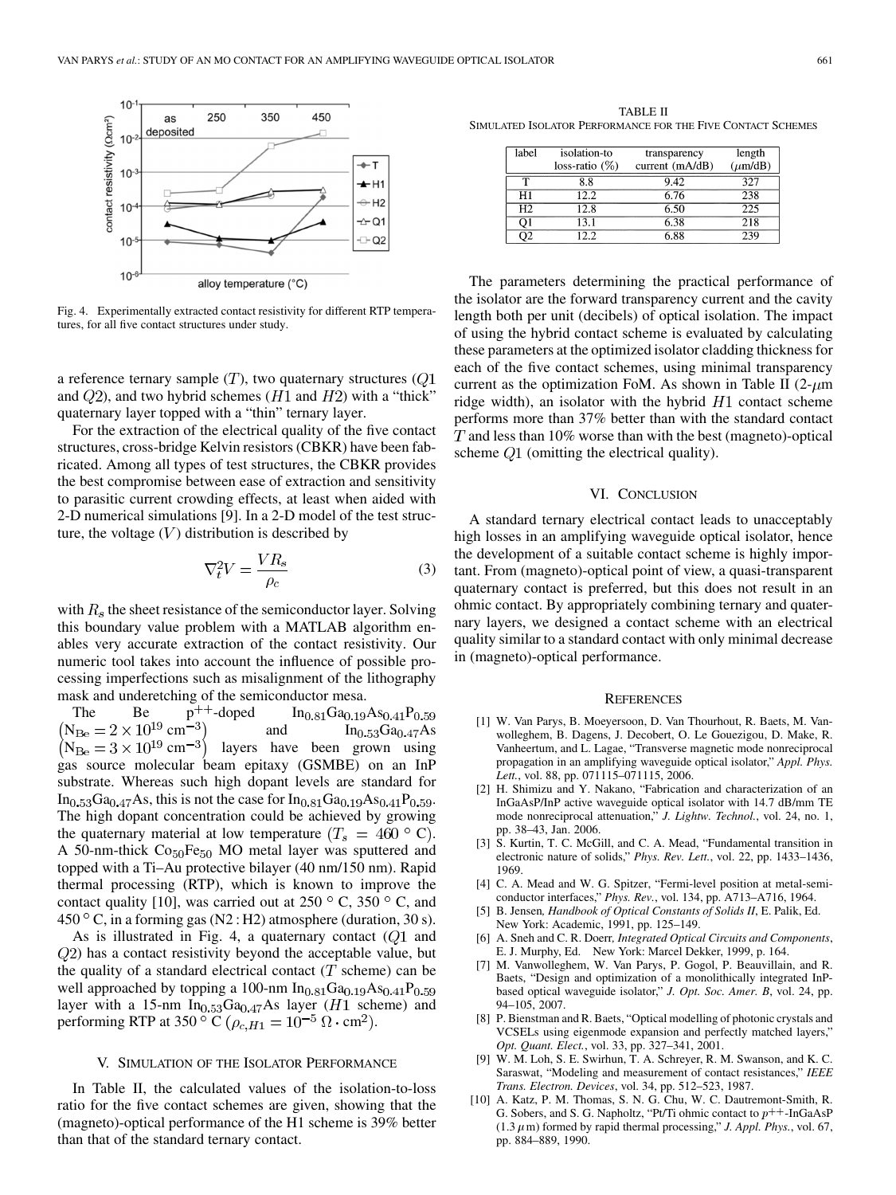10^-1
10^-2
10^-3
10^-4
10^-5
10^-6
contact resistivity (Ωcm²)
as deposited
250
350
450
alloy temperature (°C)
T
H1
H2
Q1
Q2

Fig. 4. Experimentally extracted contact resistivity for different RTP temperatures, for all five contact structures under study.

a reference ternary sample ($T$), two quaternary structures ($Q1$ and $Q2$), and two hybrid schemes ($H1$ and $H2$) with a "thick" quaternary layer topped with a "thin" ternary layer.

For the extraction of the electrical quality of the five contact structures, cross-bridge Kelvin resistors (CBKR) have been fabricated. Among all types of test structures, the CBKR provides the best compromise between ease of extraction and sensitivity to parasitic current crowding effects, at least when aided with 2-D numerical simulations [9]. In a 2-D model of the test structure, the voltage ($V$) distribution is described by

$$\nabla_t^2 V = \frac{V R_s}{\rho_c} \tag{3}$$

with $R_s$ the sheet resistance of the semiconductor layer. Solving this boundary value problem with a MATLAB algorithm enables very accurate extraction of the contact resistivity. Our numeric tool takes into account the influence of possible processing imperfections such as misalignment of the lithography mask and underetching of the semiconductor mesa.

The Be $p^{++}$-doped $In_{0.81}Ga_{0.19}As_{0.41}P_{0.59}$ $(N_{Be} = 2 \times 10^{19}\ cm^{-3})$ and $In_{0.53}Ga_{0.47}As$ $(N_{Be} = 3 \times 10^{19}\ cm^{-3})$ layers have been grown using gas source molecular beam epitaxy (GSMBE) on an InP substrate. Whereas such high dopant levels are standard for $In_{0.53}Ga_{0.47}As$, this is not the case for $In_{0.81}Ga_{0.19}As_{0.41}P_{0.59}$. The high dopant concentration could be achieved by growing the quaternary material at low temperature ($T_s = 460\ ^\circ C$). A 50-nm-thick $Co_{50}Fe_{50}$ MO metal layer was sputtered and topped with a Ti–Au protective bilayer (40 nm/150 nm). Rapid thermal processing (RTP), which is known to improve the contact quality [10], was carried out at 250 °C, 350 °C, and 450 °C, in a forming gas (N2 : H2) atmosphere (duration, 30 s).

As is illustrated in Fig. 4, a quaternary contact ($Q1$ and $Q2$) has a contact resistivity beyond the acceptable value, but the quality of a standard electrical contact ($T$ scheme) can be well approached by topping a 100-nm $In_{0.81}Ga_{0.19}As_{0.41}P_{0.59}$ layer with a 15-nm $In_{0.53}Ga_{0.47}As$ layer ($H1$ scheme) and performing RTP at 350 °C ($\rho_{c,H1} = 10^{-5}\ \Omega \cdot cm^2$).

## V. Simulation of the Isolator Performance

In Table II, the calculated values of the isolation-to-loss ratio for the five contact schemes are given, showing that the (magneto)-optical performance of the H1 scheme is 39% better than that of the standard ternary contact.

TABLE II
Simulated Isolator Performance for the Five Contact Schemes

| label | isolation-to loss-ratio (%) | transparency current (mA/dB) | length (μm/dB) |
|---|---|---|---|
| T | 8.8 | 9.42 | 327 |
| H1 | 12.2 | 6.76 | 238 |
| H2 | 12.8 | 6.50 | 225 |
| Q1 | 13.1 | 6.38 | 218 |
| Q2 | 12.2 | 6.88 | 239 |

The parameters determining the practical performance of the isolator are the forward transparency current and the cavity length both per unit (decibels) of optical isolation. The impact of using the hybrid contact scheme is evaluated by calculating these parameters at the optimized isolator cladding thickness for each of the five contact schemes, using minimal transparency current as the optimization FoM. As shown in Table II (2-$\mu$m ridge width), an isolator with the hybrid $H1$ contact scheme performs more than 37% better than with the standard contact $T$ and less than 10% worse than with the best (magneto)-optical scheme $Q1$ (omitting the electrical quality).

## VI. Conclusion

A standard ternary electrical contact leads to unacceptably high losses in an amplifying waveguide optical isolator, hence the development of a suitable contact scheme is highly important. From (magneto)-optical point of view, a quasi-transparent quaternary contact is preferred, but this does not result in an ohmic contact. By appropriately combining ternary and quaternary layers, we designed a contact scheme with an electrical quality similar to a standard contact with only minimal decrease in (magneto)-optical performance.

## References

[1] W. Van Parys, B. Moeyersoon, D. Van Thourhout, R. Baets, M. Vanwolleghem, B. Dagens, J. Decobert, O. Le Gouezigou, D. Make, R. Vanheertum, and L. Lagae, "Transverse magnetic mode nonreciprocal propagation in an amplifying waveguide optical isolator," *Appl. Phys. Lett.*, vol. 88, pp. 071115–071115, 2006.

[2] H. Shimizu and Y. Nakano, "Fabrication and characterization of an InGaAsP/InP active waveguide optical isolator with 14.7 dB/mm TE mode nonreciprocal attenuation," *J. Lightw. Technol.*, vol. 24, no. 1, pp. 38–43, Jan. 2006.

[3] S. Kurtin, T. C. McGill, and C. A. Mead, "Fundamental transition in electronic nature of solids," *Phys. Rev. Lett.*, vol. 22, pp. 1433–1436, 1969.

[4] C. A. Mead and W. G. Spitzer, "Fermi-level position at metal-semiconductor interfaces," *Phys. Rev.*, vol. 134, pp. A713–A716, 1964.

[5] B. Jensen, *Handbook of Optical Constants of Solids II*, E. Palik, Ed. New York: Academic, 1991, pp. 125–149.

[6] A. Sneh and C. R. Doerr, *Integrated Optical Circuits and Components*, E. J. Murphy, Ed. New York: Marcel Dekker, 1999, p. 164.

[7] M. Vanwolleghem, W. Van Parys, P. Gogol, P. Beauvillain, and R. Baets, "Design and optimization of a monolithically integrated InP-based optical waveguide isolator," *J. Opt. Soc. Amer. B*, vol. 24, pp. 94–105, 2007.

[8] P. Bienstman and R. Baets, "Optical modelling of photonic crystals and VCSELs using eigenmode expansion and perfectly matched layers," *Opt. Quant. Elect.*, vol. 33, pp. 327–341, 2001.

[9] W. M. Loh, S. E. Swirhun, T. A. Schreyer, R. M. Swanson, and K. C. Saraswat, "Modeling and measurement of contact resistances," *IEEE Trans. Electron. Devices*, vol. 34, pp. 512–523, 1987.

[10] A. Katz, P. M. Thomas, S. N. G. Chu, W. C. Dautremont-Smith, R. G. Sobers, and S. G. Napholtz, "Pt/Ti ohmic contact to $p^{++}$-InGaAsP (1.3 $\mu$m) formed by rapid thermal processing," *J. Appl. Phys.*, vol. 67, pp. 884–889, 1990.